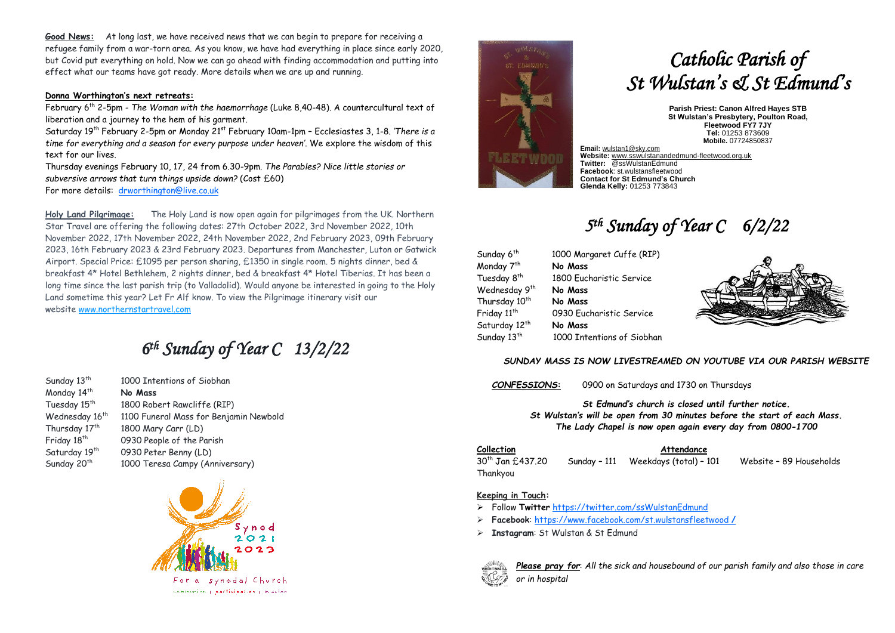**Good News:** At long last, we have received news that we can begin to prepare for receiving a refugee family from a war-torn area. As you know, we have had everything in place since early 2020, but Covid put everything on hold. Now we can go ahead with finding accommodation and putting into effect what our teams have got ready. More details when we are up and running.

**Donna Worthington's next retreats:**

February 6th 2-5pm - *The Woman with the haemorrhage* (Luke 8,40-48). A countercultural text of liberation and a journey to the hem of his garment.

Saturday 19th February 2-5pm or Monday 21st February 10am-1pm – Ecclesiastes 3, 1-8. *'There is a time for everything and a season for every purpose under heaven'.* We explore the wisdom of this text for our lives.

Thursday evenings February 10, 17, 24 from 6.30-9pm. *The Parables? Nice little stories or subversive arrows that turn things upside down?* (Cost £60)

For more details: drworthington@live.co.uk

**Holy Land Pilgrimage:** The Holy Land is now open again for pilgrimages from the UK. Northern Star Travel are offering the following dates: 27th October 2022, 3rd November 2022, 10th November 2022, 17th November 2022, 24th November 2022, 2nd February 2023, 09th February 2023, 16th February 2023 & 23rd February 2023. Departures from Manchester, Luton or Gatwick Airport. Special Price: £1095 per person sharing, £1350 in single room. 5 nights dinner, bed & breakfast 4* Hotel Bethlehem, 2 nights dinner, bed & breakfast 4* Hotel Tiberias. It has been a long time since the last parish trip (to Valladolid). Would anyone be interested in going to the Holy Land sometime this year? Let Fr Alf know. To view the Pilgrimage itinerary visit our website www.northernstartravel.com

## *6th Sunday of Year C 13/2/22*

| | |
|---|---|
| Sunday 13th | 1000 Intentions of Siobhan |
| Monday 14th | **No Mass** |
| Tuesday 15th | 1800 Robert Rawcliffe (RIP) |
| Wednesday 16th | 1100 Funeral Mass for Benjamin Newbold |
| Thursday 17th | 1800 Mary Carr (LD) |
| Friday 18th | 0930 People of the Parish |
| Saturday 19th | 0930 Peter Benny (LD) |
| Sunday 20th | 1000 Teresa Campy (Anniversary) |

Synod 2021 2023
For a synodal Church
communion | participation | mission

# *Catholic Parish of St Wulstan's & St Edmund's*

**Parish Priest: Canon Alfred Hayes STB**
**St Wulstan's Presbytery, Poulton Road,**
**Fleetwood FY7 7JY**
**Tel:** 01253 873609
**Mobile.** 07724850837

**Email:** wulstan1@sky.com
**Website:** www.sswulstanandedmund-fleetwood.org.uk
**Twitter:** @ssWulstanEdmund
**Facebook**: st.wulstansfleetwood
**Contact for St Edmund's Church**
**Glenda Kelly:** 01253 773843

## *5th Sunday of Year C 6/2/22*

| | |
|---|---|
| Sunday 6th | 1000 Margaret Cuffe (RIP) |
| Monday 7th | **No Mass** |
| Tuesday 8th | 1800 Eucharistic Service |
| Wednesday 9th | **No Mass** |
| Thursday 10th | **No Mass** |
| Friday 11th | 0930 Eucharistic Service |
| Saturday 12th | **No Mass** |
| Sunday 13th | 1000 Intentions of Siobhan |

***SUNDAY MASS IS NOW LIVESTREAMED ON YOUTUBE VIA OUR PARISH WEBSITE***

***CONFESSIONS*:** 0900 on Saturdays and 1730 on Thursdays

***St Edmund's church is closed until further notice.***
***St Wulstan's will be open from 30 minutes before the start of each Mass.***
***The Lady Chapel is now open again every day from 0800-1700***

**Collection**
30th Jan £437.20
Thankyou

**Attendance**
Sunday – 111 Weekdays (total) – 101 Website – 89 Households

**Keeping in Touch:**

- Follow **Twitter** https://twitter.com/ssWulstanEdmund
- **Facebook**: https://www.facebook.com/st.wulstansfleetwood /
- **Instagram**: St Wulstan & St Edmund

***Please pray for**: All the sick and housebound of our parish family and also those in care or in hospital*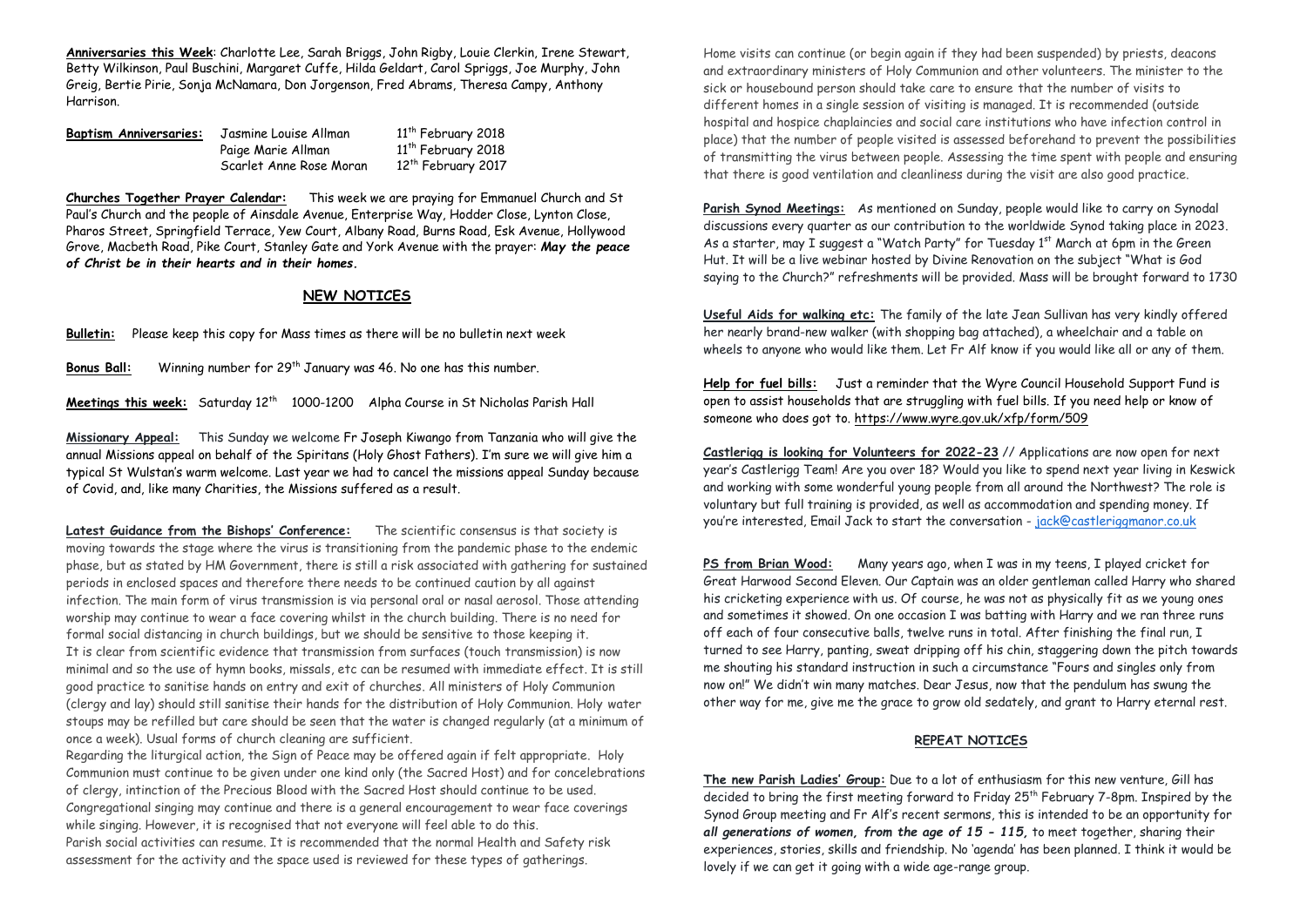**Anniversaries this Week**: Charlotte Lee, Sarah Briggs, John Rigby, Louie Clerkin, Irene Stewart, Betty Wilkinson, Paul Buschini, Margaret Cuffe, Hilda Geldart, Carol Spriggs, Joe Murphy, John Greig, Bertie Pirie, Sonja McNamara, Don Jorgenson, Fred Abrams, Theresa Campy, Anthony Harrison.

| | | |
|---|---|---|
| **Baptism Anniversaries:** | Jasmine Louise Allman | 11th February 2018 |
| | Paige Marie Allman | 11th February 2018 |
| | Scarlet Anne Rose Moran | 12th February 2017 |

**Churches Together Prayer Calendar:** This week we are praying for Emmanuel Church and St Paul's Church and the people of Ainsdale Avenue, Enterprise Way, Hodder Close, Lynton Close, Pharos Street, Springfield Terrace, Yew Court, Albany Road, Burns Road, Esk Avenue, Hollywood Grove, Macbeth Road, Pike Court, Stanley Gate and York Avenue with the prayer: ***May the peace of Christ be in their hearts and in their homes.***

## NEW NOTICES

**Bulletin:** Please keep this copy for Mass times as there will be no bulletin next week

**Bonus Ball:** Winning number for 29th January was 46. No one has this number.

**Meetings this week:** Saturday 12th 1000-1200 Alpha Course in St Nicholas Parish Hall

**Missionary Appeal:** This Sunday we welcome Fr Joseph Kiwango from Tanzania who will give the annual Missions appeal on behalf of the Spiritans (Holy Ghost Fathers). I'm sure we will give him a typical St Wulstan's warm welcome. Last year we had to cancel the missions appeal Sunday because of Covid, and, like many Charities, the Missions suffered as a result.

**Latest Guidance from the Bishops' Conference:** The scientific consensus is that society is moving towards the stage where the virus is transitioning from the pandemic phase to the endemic phase, but as stated by HM Government, there is still a risk associated with gathering for sustained periods in enclosed spaces and therefore there needs to be continued caution by all against infection. The main form of virus transmission is via personal oral or nasal aerosol. Those attending worship may continue to wear a face covering whilst in the church building. There is no need for formal social distancing in church buildings, but we should be sensitive to those keeping it.
It is clear from scientific evidence that transmission from surfaces (touch transmission) is now minimal and so the use of hymn books, missals, etc can be resumed with immediate effect. It is still good practice to sanitise hands on entry and exit of churches. All ministers of Holy Communion (clergy and lay) should still sanitise their hands for the distribution of Holy Communion. Holy water stoups may be refilled but care should be seen that the water is changed regularly (at a minimum of once a week). Usual forms of church cleaning are sufficient.
Regarding the liturgical action, the Sign of Peace may be offered again if felt appropriate. Holy Communion must continue to be given under one kind only (the Sacred Host) and for concelebrations of clergy, intinction of the Precious Blood with the Sacred Host should continue to be used. Congregational singing may continue and there is a general encouragement to wear face coverings while singing. However, it is recognised that not everyone will feel able to do this.
Parish social activities can resume. It is recommended that the normal Health and Safety risk assessment for the activity and the space used is reviewed for these types of gatherings.

Home visits can continue (or begin again if they had been suspended) by priests, deacons and extraordinary ministers of Holy Communion and other volunteers. The minister to the sick or housebound person should take care to ensure that the number of visits to different homes in a single session of visiting is managed. It is recommended (outside hospital and hospice chaplaincies and social care institutions who have infection control in place) that the number of people visited is assessed beforehand to prevent the possibilities of transmitting the virus between people. Assessing the time spent with people and ensuring that there is good ventilation and cleanliness during the visit are also good practice.

**Parish Synod Meetings:** As mentioned on Sunday, people would like to carry on Synodal discussions every quarter as our contribution to the worldwide Synod taking place in 2023. As a starter, may I suggest a "Watch Party" for Tuesday 1st March at 6pm in the Green Hut. It will be a live webinar hosted by Divine Renovation on the subject "What is God saying to the Church?" refreshments will be provided. Mass will be brought forward to 1730

**Useful Aids for walking etc:** The family of the late Jean Sullivan has very kindly offered her nearly brand-new walker (with shopping bag attached), a wheelchair and a table on wheels to anyone who would like them. Let Fr Alf know if you would like all or any of them.

**Help for fuel bills:** Just a reminder that the Wyre Council Household Support Fund is open to assist households that are struggling with fuel bills. If you need help or know of someone who does got to. https://www.wyre.gov.uk/xfp/form/509

**Castlerigg is looking for Volunteers for 2022-23** // Applications are now open for next year's Castlerigg Team! Are you over 18? Would you like to spend next year living in Keswick and working with some wonderful young people from all around the Northwest? The role is voluntary but full training is provided, as well as accommodation and spending money. If you're interested, Email Jack to start the conversation - jack@castleriggmanor.co.uk

**PS from Brian Wood:** Many years ago, when I was in my teens, I played cricket for Great Harwood Second Eleven. Our Captain was an older gentleman called Harry who shared his cricketing experience with us. Of course, he was not as physically fit as we young ones and sometimes it showed. On one occasion I was batting with Harry and we ran three runs off each of four consecutive balls, twelve runs in total. After finishing the final run, I turned to see Harry, panting, sweat dripping off his chin, staggering down the pitch towards me shouting his standard instruction in such a circumstance "Fours and singles only from now on!" We didn't win many matches. Dear Jesus, now that the pendulum has swung the other way for me, give me the grace to grow old sedately, and grant to Harry eternal rest.

## REPEAT NOTICES

**The new Parish Ladies' Group:** Due to a lot of enthusiasm for this new venture, Gill has decided to bring the first meeting forward to Friday 25th February 7-8pm. Inspired by the Synod Group meeting and Fr Alf's recent sermons, this is intended to be an opportunity for ***all generations of women, from the age of 15 - 115,*** to meet together, sharing their experiences, stories, skills and friendship. No 'agenda' has been planned. I think it would be lovely if we can get it going with a wide age-range group.